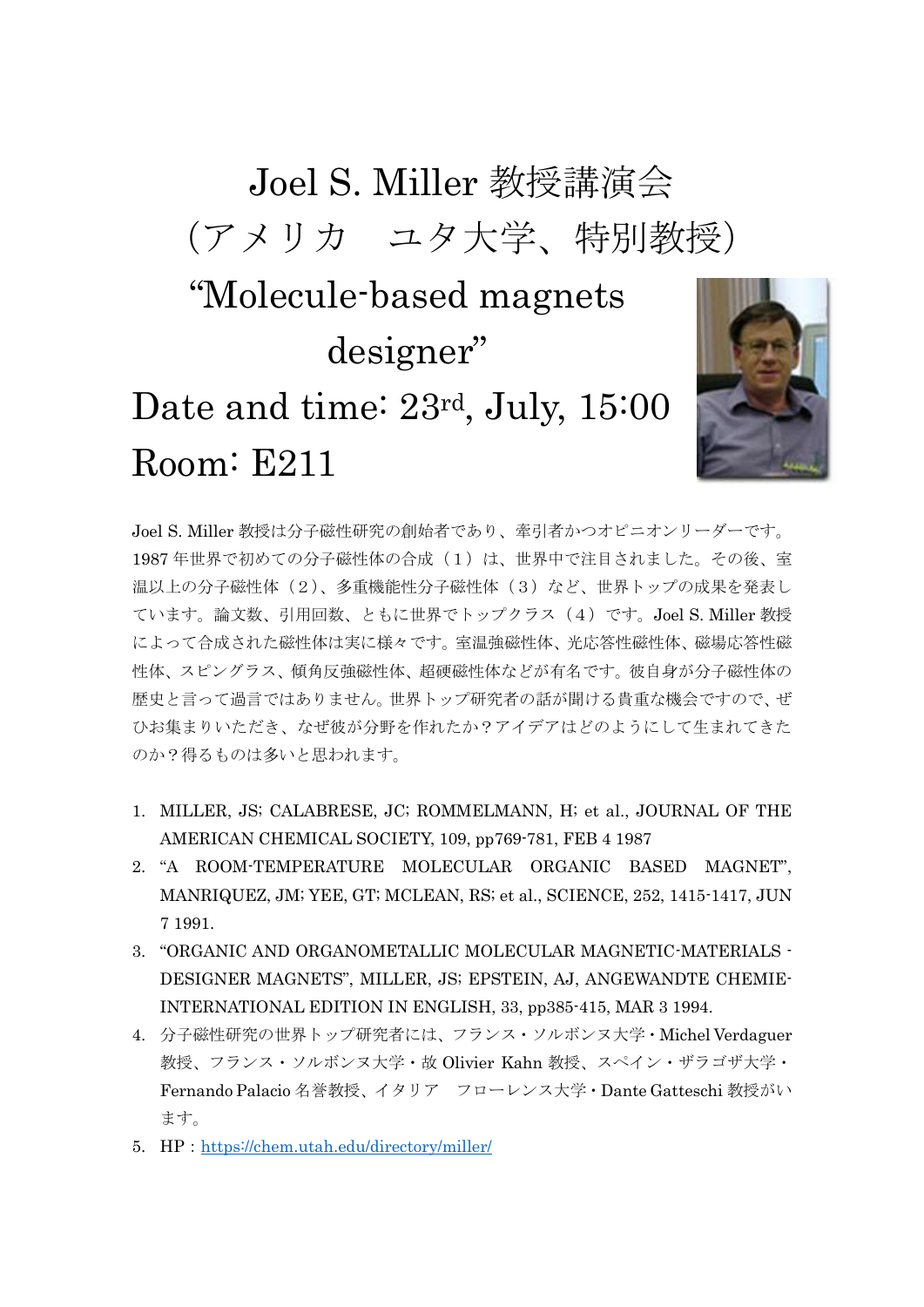# Joel S. Miller 教授講演会

# （アメリカ　ユタ大学、特別教授）

## "Molecule-based magnets designer"

## Date and time: 23rd, July, 15:00

## Room: E211

Joel S. Miller 教授は分子磁性研究の創始者であり、牽引者かつオピニオンリーダーです。1987 年世界で初めての分子磁性体の合成（１）は、世界中で注目されました。その後、室温以上の分子磁性体（２）、多重機能性分子磁性体（３）など、世界トップの成果を発表しています。論文数、引用回数、ともに世界でトップクラス（４）です。Joel S. Miller 教授によって合成された磁性体は実に様々です。室温強磁性体、光応答性磁性体、磁場応答性磁性体、スピングラス、傾角反強磁性体、超硬磁性体などが有名です。彼自身が分子磁性体の歴史と言って過言ではありません。世界トップ研究者の話が聞ける貴重な機会ですので、ぜひお集まりいただき、なぜ彼が分野を作れたか？アイデアはどのようにして生まれてきたのか？得るものは多いと思われます。

1. MILLER, JS; CALABRESE, JC; ROMMELMANN, H; et al., JOURNAL OF THE AMERICAN CHEMICAL SOCIETY, 109, pp769-781, FEB 4 1987
2. "A ROOM-TEMPERATURE MOLECULAR ORGANIC BASED MAGNET", MANRIQUEZ, JM; YEE, GT; MCLEAN, RS; et al., SCIENCE, 252, 1415-1417, JUN 7 1991.
3. "ORGANIC AND ORGANOMETALLIC MOLECULAR MAGNETIC-MATERIALS - DESIGNER MAGNETS", MILLER, JS; EPSTEIN, AJ, ANGEWANDTE CHEMIE-INTERNATIONAL EDITION IN ENGLISH, 33, pp385-415, MAR 3 1994.
4. 分子磁性研究の世界トップ研究者には、フランス・ソルボンヌ大学・Michel Verdaguer 教授、フランス・ソルボンヌ大学・故 Olivier Kahn 教授、スペイン・ザラゴザ大学・Fernando Palacio 名誉教授、イタリア　フローレンス大学・Dante Gatteschi 教授がいます。
5. HP：https://chem.utah.edu/directory/miller/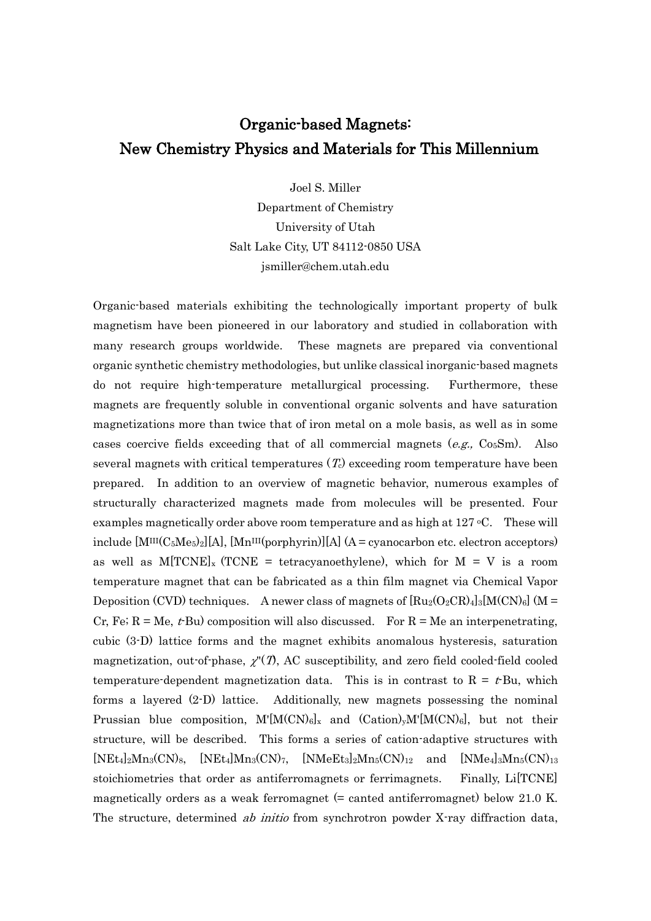# Organic-based Magnets: New Chemistry Physics and Materials for This Millennium

Joel S. Miller
Department of Chemistry
University of Utah
Salt Lake City, UT 84112-0850 USA
jsmiller@chem.utah.edu

Organic-based materials exhibiting the technologically important property of bulk magnetism have been pioneered in our laboratory and studied in collaboration with many research groups worldwide. These magnets are prepared via conventional organic synthetic chemistry methodologies, but unlike classical inorganic-based magnets do not require high-temperature metallurgical processing. Furthermore, these magnets are frequently soluble in conventional organic solvents and have saturation magnetizations more than twice that of iron metal on a mole basis, as well as in some cases coercive fields exceeding that of all commercial magnets (*e.g.,* $Co_5Sm$). Also several magnets with critical temperatures ($T_c$) exceeding room temperature have been prepared. In addition to an overview of magnetic behavior, numerous examples of structurally characterized magnets made from molecules will be presented. Four examples magnetically order above room temperature and as high at 127 °C. These will include $[M^{III}(C_5Me_5)_2][A]$, $[Mn^{III}(porphyrin)][A]$ (A = cyanocarbon etc. electron acceptors) as well as $M[TCNE]_x$ (TCNE = tetracyanoethylene), which for M = V is a room temperature magnet that can be fabricated as a thin film magnet via Chemical Vapor Deposition (CVD) techniques. A newer class of magnets of $[Ru_2(O_2CR)_4]_3[M(CN)_6]$ (M = Cr, Fe; R = Me, *t*-Bu) composition will also discussed. For R = Me an interpenetrating, cubic (3-D) lattice forms and the magnet exhibits anomalous hysteresis, saturation magnetization, out-of-phase, $\chi''(T)$, AC susceptibility, and zero field cooled-field cooled temperature-dependent magnetization data. This is in contrast to R = *t*-Bu, which forms a layered (2-D) lattice. Additionally, new magnets possessing the nominal Prussian blue composition, $M'[M(CN)_6]_x$ and $(Cation)_yM'[M(CN)_6]$, but not their structure, will be described. This forms a series of cation-adaptive structures with $[NEt_4]_2Mn_3(CN)_8$, $[NEt_4]Mn_3(CN)_7$, $[NMeEt_3]_2Mn_5(CN)_{12}$ and $[NMe_4]_3Mn_5(CN)_{13}$ stoichiometries that order as antiferromagnets or ferrimagnets. Finally, Li[TCNE] magnetically orders as a weak ferromagnet (= canted antiferromagnet) below 21.0 K. The structure, determined *ab initio* from synchrotron powder X-ray diffraction data,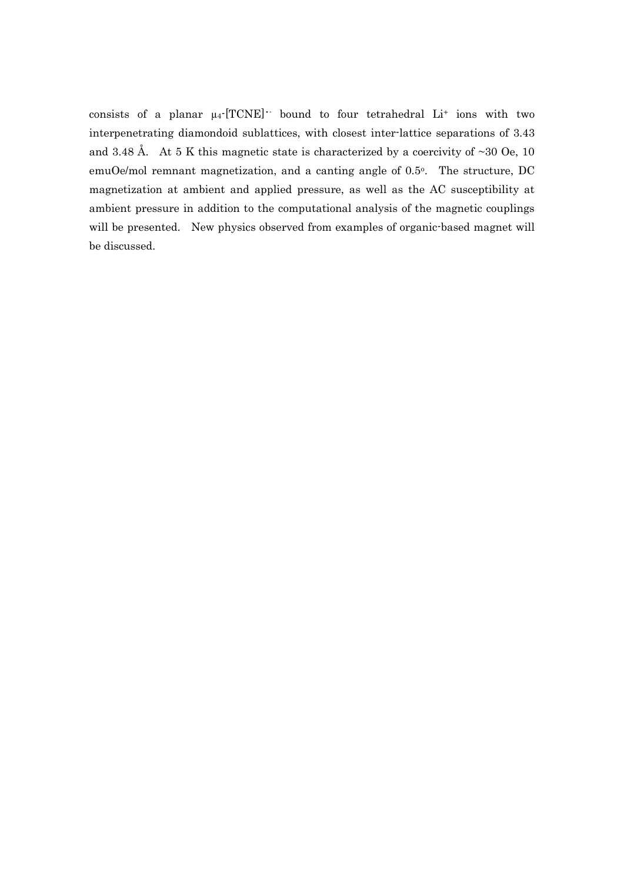consists of a planar $\mu_4$-$[TCNE]^{\cdot-}$ bound to four tetrahedral $Li^+$ ions with two interpenetrating diamondoid sublattices, with closest inter-lattice separations of 3.43 and 3.48 Å. At 5 K this magnetic state is characterized by a coercivity of ~30 Oe, 10 emuOe/mol remnant magnetization, and a canting angle of 0.5°. The structure, DC magnetization at ambient and applied pressure, as well as the AC susceptibility at ambient pressure in addition to the computational analysis of the magnetic couplings will be presented. New physics observed from examples of organic-based magnet will be discussed.